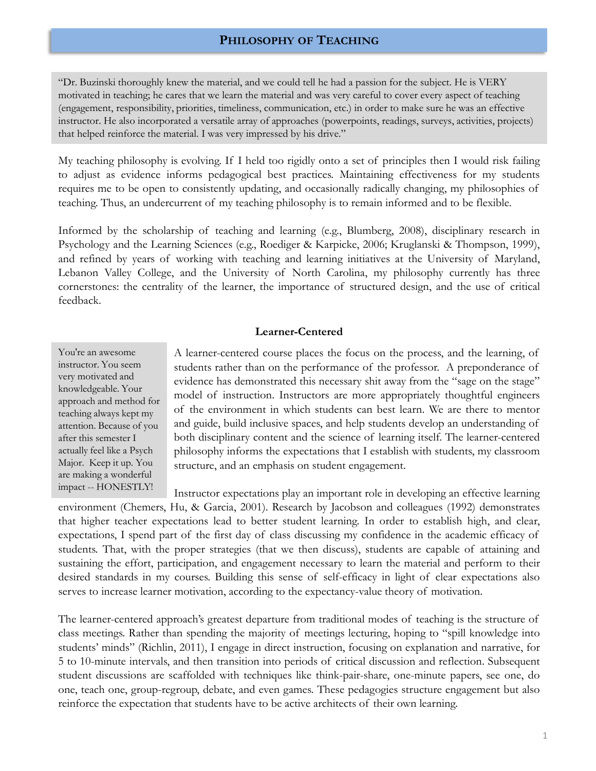# Philosophy of Teaching

> "Dr. Buzinski thoroughly knew the material, and we could tell he had a passion for the subject. He is VERY motivated in teaching; he cares that we learn the material and was very careful to cover every aspect of teaching (engagement, responsibility, priorities, timeliness, communication, etc.) in order to make sure he was an effective instructor. He also incorporated a versatile array of approaches (powerpoints, readings, surveys, activities, projects) that helped reinforce the material. I was very impressed by his drive."

My teaching philosophy is evolving. If I held too rigidly onto a set of principles then I would risk failing to adjust as evidence informs pedagogical best practices. Maintaining effectiveness for my students requires me to be open to consistently updating, and occasionally radically changing, my philosophies of teaching. Thus, an undercurrent of my teaching philosophy is to remain informed and to be flexible.

Informed by the scholarship of teaching and learning (e.g., Blumberg, 2008), disciplinary research in Psychology and the Learning Sciences (e.g., Roediger & Karpicke, 2006; Kruglanski & Thompson, 1999), and refined by years of working with teaching and learning initiatives at the University of Maryland, Lebanon Valley College, and the University of North Carolina, my philosophy currently has three cornerstones: the centrality of the learner, the importance of structured design, and the use of critical feedback.

### Learner-Centered

> You're an awesome instructor. You seem very motivated and knowledgeable. Your approach and method for teaching always kept my attention. Because of you after this semester I actually feel like a Psych Major. Keep it up. You are making a wonderful impact -- HONESTLY!

A learner-centered course places the focus on the process, and the learning, of students rather than on the performance of the professor. A preponderance of evidence has demonstrated this necessary shit away from the "sage on the stage" model of instruction. Instructors are more appropriately thoughtful engineers of the environment in which students can best learn. We are there to mentor and guide, build inclusive spaces, and help students develop an understanding of both disciplinary content and the science of learning itself. The learner-centered philosophy informs the expectations that I establish with students, my classroom structure, and an emphasis on student engagement.

Instructor expectations play an important role in developing an effective learning environment (Chemers, Hu, & Garcia, 2001). Research by Jacobson and colleagues (1992) demonstrates that higher teacher expectations lead to better student learning. In order to establish high, and clear, expectations, I spend part of the first day of class discussing my confidence in the academic efficacy of students. That, with the proper strategies (that we then discuss), students are capable of attaining and sustaining the effort, participation, and engagement necessary to learn the material and perform to their desired standards in my courses. Building this sense of self-efficacy in light of clear expectations also serves to increase learner motivation, according to the expectancy-value theory of motivation.

The learner-centered approach's greatest departure from traditional modes of teaching is the structure of class meetings. Rather than spending the majority of meetings lecturing, hoping to "spill knowledge into students' minds" (Richlin, 2011), I engage in direct instruction, focusing on explanation and narrative, for 5 to 10-minute intervals, and then transition into periods of critical discussion and reflection. Subsequent student discussions are scaffolded with techniques like think-pair-share, one-minute papers, see one, do one, teach one, group-regroup, debate, and even games. These pedagogies structure engagement but also reinforce the expectation that students have to be active architects of their own learning.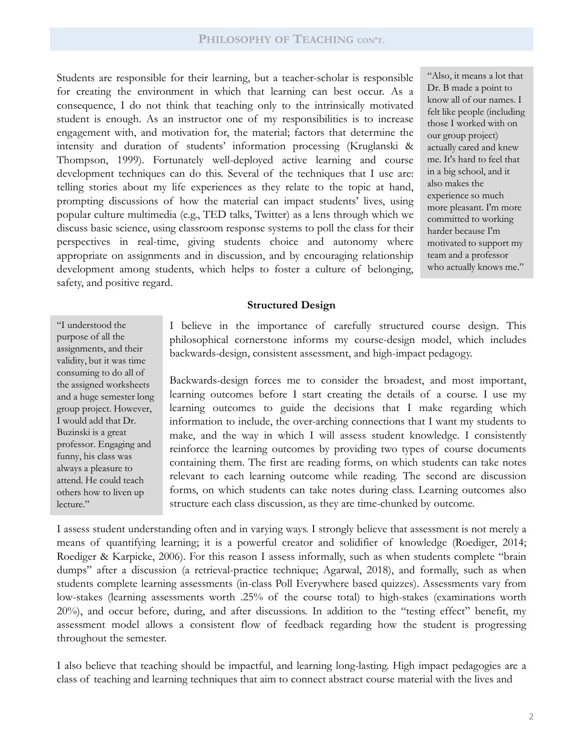Students are responsible for their learning, but a teacher-scholar is responsible for creating the environment in which that learning can best occur. As a consequence, I do not think that teaching only to the intrinsically motivated student is enough. As an instructor one of my responsibilities is to increase engagement with, and motivation for, the material; factors that determine the intensity and duration of students' information processing (Kruglanski & Thompson, 1999). Fortunately well-deployed active learning and course development techniques can do this. Several of the techniques that I use are: telling stories about my life experiences as they relate to the topic at hand, prompting discussions of how the material can impact students' lives, using popular culture multimedia (e.g., TED talks, Twitter) as a lens through which we discuss basic science, using classroom response systems to poll the class for their perspectives in real-time, giving students choice and autonomy where appropriate on assignments and in discussion, and by encouraging relationship development among students, which helps to foster a culture of belonging, safety, and positive regard.

> "Also, it means a lot that Dr. B made a point to know all of our names. I felt like people (including those I worked with on our group project) actually cared and knew me. It's hard to feel that in a big school, and it also makes the experience so much more pleasant. I'm more committed to working harder because I'm motivated to support my team and a professor who actually knows me."

**Structured Design**

> "I understood the purpose of all the assignments, and their validity, but it was time consuming to do all of the assigned worksheets and a huge semester long group project. However, I would add that Dr. Buzinski is a great professor. Engaging and funny, his class was always a pleasure to attend. He could teach others how to liven up lecture."

I believe in the importance of carefully structured course design. This philosophical cornerstone informs my course-design model, which includes backwards-design, consistent assessment, and high-impact pedagogy.

Backwards-design forces me to consider the broadest, and most important, learning outcomes before I start creating the details of a course. I use my learning outcomes to guide the decisions that I make regarding which information to include, the over-arching connections that I want my students to make, and the way in which I will assess student knowledge. I consistently reinforce the learning outcomes by providing two types of course documents containing them. The first are reading forms, on which students can take notes relevant to each learning outcome while reading. The second are discussion forms, on which students can take notes during class. Learning outcomes also structure each class discussion, as they are time-chunked by outcome.

I assess student understanding often and in varying ways. I strongly believe that assessment is not merely a means of quantifying learning; it is a powerful creator and solidifier of knowledge (Roediger, 2014; Roediger & Karpicke, 2006). For this reason I assess informally, such as when students complete "brain dumps" after a discussion (a retrieval-practice technique; Agarwal, 2018), and formally, such as when students complete learning assessments (in-class Poll Everywhere based quizzes). Assessments vary from low-stakes (learning assessments worth .25% of the course total) to high-stakes (examinations worth 20%), and occur before, during, and after discussions. In addition to the "testing effect" benefit, my assessment model allows a consistent flow of feedback regarding how the student is progressing throughout the semester.

I also believe that teaching should be impactful, and learning long-lasting. High impact pedagogies are a class of teaching and learning techniques that aim to connect abstract course material with the lives and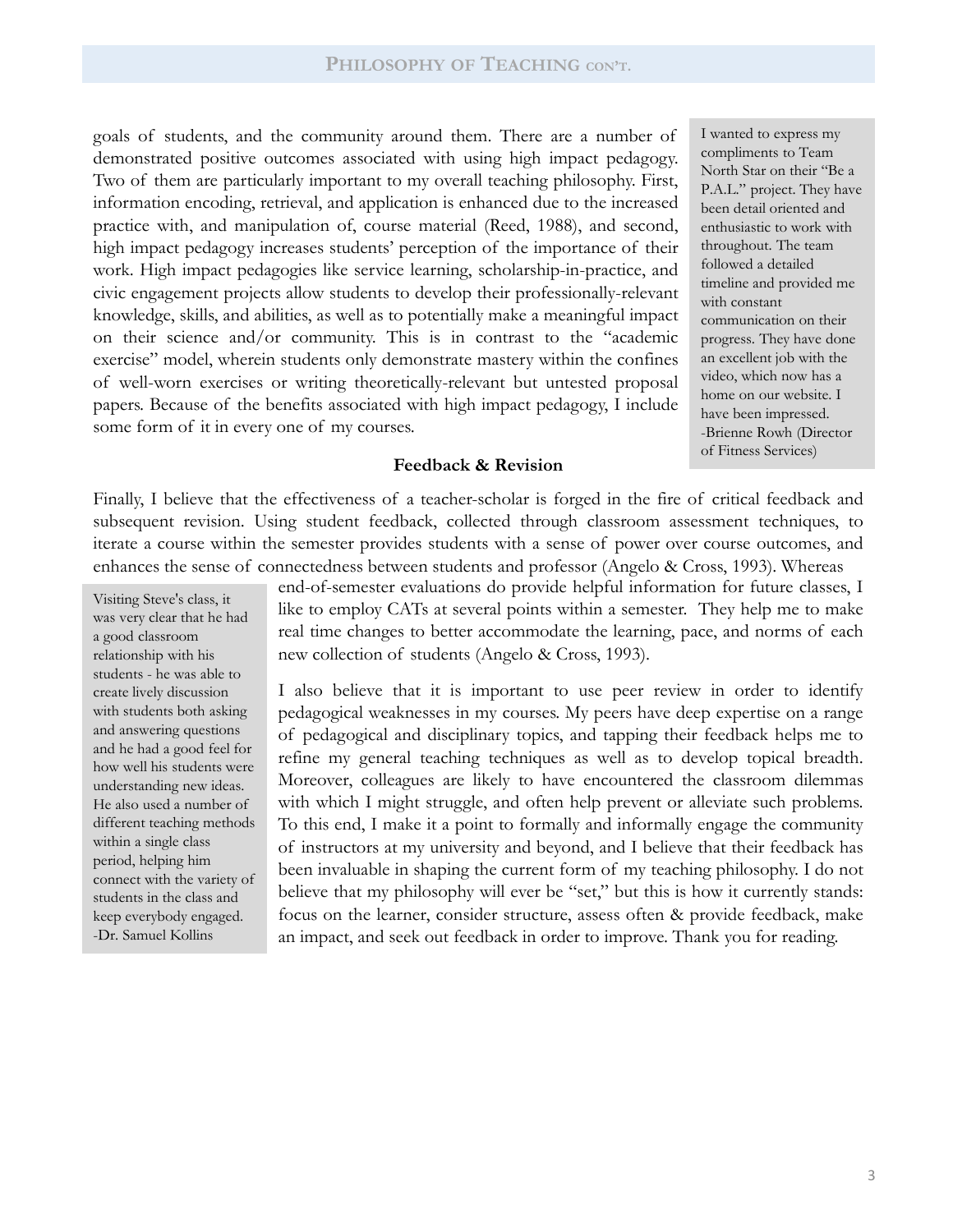goals of students, and the community around them. There are a number of demonstrated positive outcomes associated with using high impact pedagogy. Two of them are particularly important to my overall teaching philosophy. First, information encoding, retrieval, and application is enhanced due to the increased practice with, and manipulation of, course material (Reed, 1988), and second, high impact pedagogy increases students' perception of the importance of their work. High impact pedagogies like service learning, scholarship-in-practice, and civic engagement projects allow students to develop their professionally-relevant knowledge, skills, and abilities, as well as to potentially make a meaningful impact on their science and/or community. This is in contrast to the "academic exercise" model, wherein students only demonstrate mastery within the confines of well-worn exercises or writing theoretically-relevant but untested proposal papers. Because of the benefits associated with high impact pedagogy, I include some form of it in every one of my courses.

> I wanted to express my compliments to Team North Star on their "Be a P.A.L." project. They have been detail oriented and enthusiastic to work with throughout. The team followed a detailed timeline and provided me with constant communication on their progress. They have done an excellent job with the video, which now has a home on our website. I have been impressed.
> -Brienne Rowh (Director of Fitness Services)

**Feedback & Revision**

Finally, I believe that the effectiveness of a teacher-scholar is forged in the fire of critical feedback and subsequent revision. Using student feedback, collected through classroom assessment techniques, to iterate a course within the semester provides students with a sense of power over course outcomes, and enhances the sense of connectedness between students and professor (Angelo & Cross, 1993). Whereas end-of-semester evaluations do provide helpful information for future classes, I like to employ CATs at several points within a semester. They help me to make real time changes to better accommodate the learning, pace, and norms of each new collection of students (Angelo & Cross, 1993).

> Visiting Steve's class, it was very clear that he had a good classroom relationship with his students - he was able to create lively discussion with students both asking and answering questions and he had a good feel for how well his students were understanding new ideas. He also used a number of different teaching methods within a single class period, helping him connect with the variety of students in the class and keep everybody engaged.
> -Dr. Samuel Kollins

I also believe that it is important to use peer review in order to identify pedagogical weaknesses in my courses. My peers have deep expertise on a range of pedagogical and disciplinary topics, and tapping their feedback helps me to refine my general teaching techniques as well as to develop topical breadth. Moreover, colleagues are likely to have encountered the classroom dilemmas with which I might struggle, and often help prevent or alleviate such problems. To this end, I make it a point to formally and informally engage the community of instructors at my university and beyond, and I believe that their feedback has been invaluable in shaping the current form of my teaching philosophy. I do not believe that my philosophy will ever be "set," but this is how it currently stands: focus on the learner, consider structure, assess often & provide feedback, make an impact, and seek out feedback in order to improve. Thank you for reading.